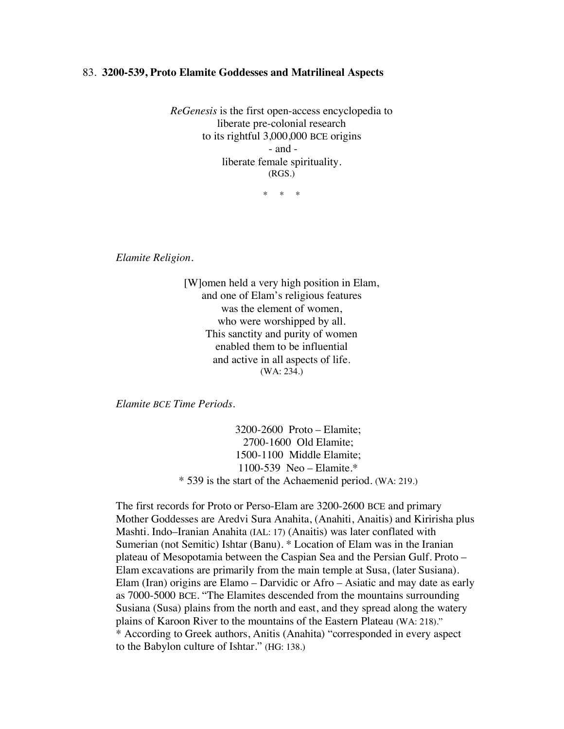## 83. **3200-539, Proto Elamite Goddesses and Matrilineal Aspects**

*ReGenesis* is the first open-access encyclopedia to
liberate pre-colonial research
to its rightful 3,000,000 BCE origins
\- and -
liberate female spirituality.
(RGS.)

\* \* \*

*Elamite Religion.*

[W]omen held a very high position in Elam,
and one of Elam's religious features
was the element of women,
who were worshipped by all.
This sanctity and purity of women
enabled them to be influential
and active in all aspects of life.
(WA: 234.)

*Elamite BCE Time Periods.*

3200-2600 Proto – Elamite;
2700-1600 Old Elamite;
1500-1100 Middle Elamite;
1100-539 Neo – Elamite.*
\* 539 is the start of the Achaemenid period. (WA: 219.)

The first records for Proto or Perso-Elam are 3200-2600 BCE and primary Mother Goddesses are Aredvi Sura Anahita, (Anahiti, Anaitis) and Kiririsha plus Mashti. Indo–Iranian Anahita (IAL: 17) (Anaitis) was later conflated with Sumerian (not Semitic) Ishtar (Banu). * Location of Elam was in the Iranian plateau of Mesopotamia between the Caspian Sea and the Persian Gulf. Proto – Elam excavations are primarily from the main temple at Susa, (later Susiana). Elam (Iran) origins are Elamo – Darvidic or Afro – Asiatic and may date as early as 7000-5000 BCE. "The Elamites descended from the mountains surrounding Susiana (Susa) plains from the north and east, and they spread along the watery plains of Karoon River to the mountains of the Eastern Plateau (WA: 218)."
\* According to Greek authors, Anitis (Anahita) "corresponded in every aspect to the Babylon culture of Ishtar." (HG: 138.)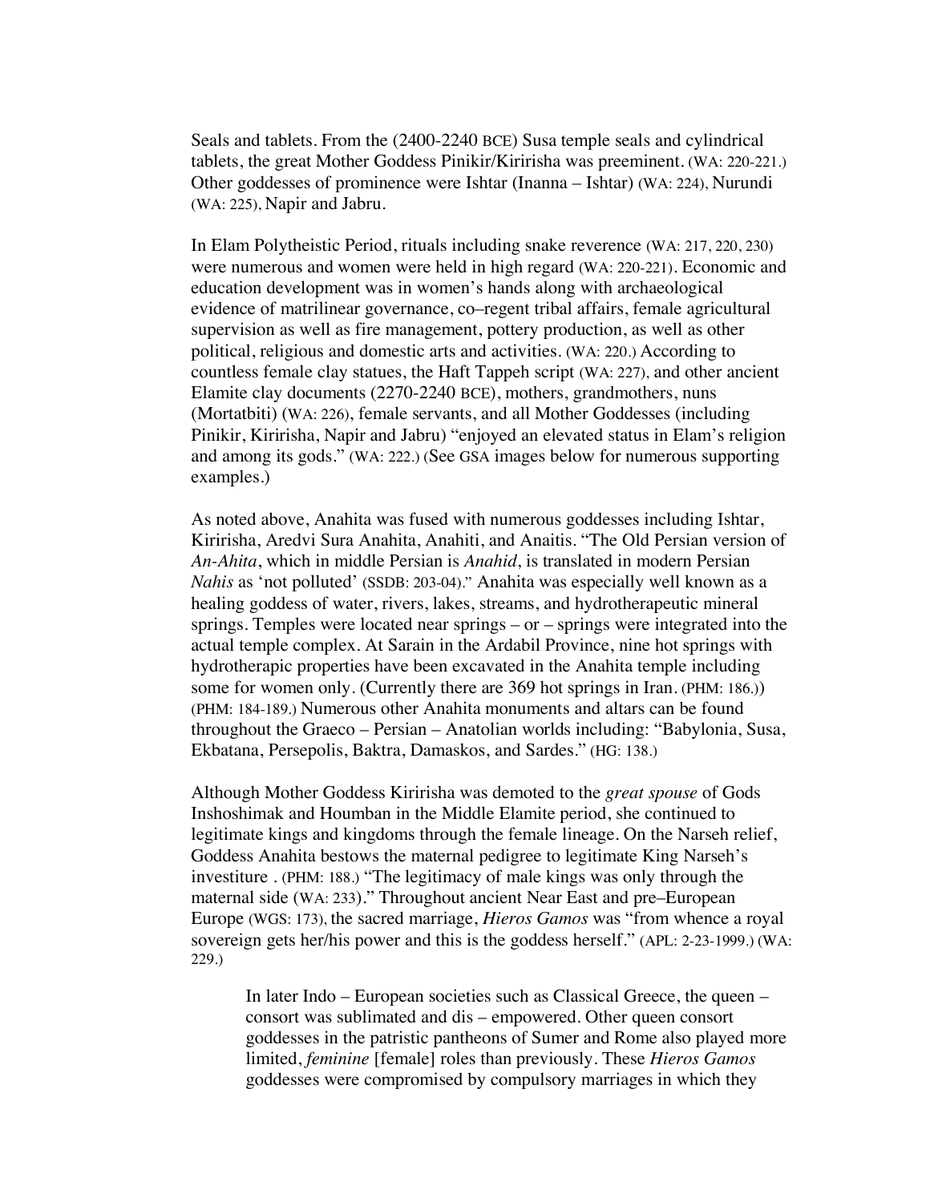Seals and tablets. From the (2400-2240 BCE) Susa temple seals and cylindrical tablets, the great Mother Goddess Pinikir/Kiririsha was preeminent. (WA: 220-221.) Other goddesses of prominence were Ishtar (Inanna – Ishtar) (WA: 224), Nurundi (WA: 225), Napir and Jabru.

In Elam Polytheistic Period, rituals including snake reverence (WA: 217, 220, 230) were numerous and women were held in high regard (WA: 220-221). Economic and education development was in women's hands along with archaeological evidence of matrilinear governance, co–regent tribal affairs, female agricultural supervision as well as fire management, pottery production, as well as other political, religious and domestic arts and activities. (WA: 220.) According to countless female clay statues, the Haft Tappeh script (WA: 227), and other ancient Elamite clay documents (2270-2240 BCE), mothers, grandmothers, nuns (Mortatbiti) (WA: 226), female servants, and all Mother Goddesses (including Pinikir, Kiririsha, Napir and Jabru) "enjoyed an elevated status in Elam's religion and among its gods." (WA: 222.) (See GSA images below for numerous supporting examples.)

As noted above, Anahita was fused with numerous goddesses including Ishtar, Kiririsha, Aredvi Sura Anahita, Anahiti, and Anaitis. "The Old Persian version of *An-Ahita*, which in middle Persian is *Anahid*, is translated in modern Persian *Nahis* as 'not polluted' (SSDB: 203-04)." Anahita was especially well known as a healing goddess of water, rivers, lakes, streams, and hydrotherapeutic mineral springs. Temples were located near springs – or – springs were integrated into the actual temple complex. At Sarain in the Ardabil Province, nine hot springs with hydrotherapic properties have been excavated in the Anahita temple including some for women only. (Currently there are 369 hot springs in Iran. (PHM: 186.)) (PHM: 184-189.) Numerous other Anahita monuments and altars can be found throughout the Graeco – Persian – Anatolian worlds including: "Babylonia, Susa, Ekbatana, Persepolis, Baktra, Damaskos, and Sardes." (HG: 138.)

Although Mother Goddess Kiririsha was demoted to the *great spouse* of Gods Inshoshimak and Houmban in the Middle Elamite period, she continued to legitimate kings and kingdoms through the female lineage. On the Narseh relief, Goddess Anahita bestows the maternal pedigree to legitimate King Narseh's investiture . (PHM: 188.) "The legitimacy of male kings was only through the maternal side (WA: 233)." Throughout ancient Near East and pre–European Europe (WGS: 173), the sacred marriage, *Hieros Gamos* was "from whence a royal sovereign gets her/his power and this is the goddess herself." (APL: 2-23-1999.) (WA: 229.)

> In later Indo – European societies such as Classical Greece, the queen – consort was sublimated and dis – empowered. Other queen consort goddesses in the patristic pantheons of Sumer and Rome also played more limited, *feminine* [female] roles than previously. These *Hieros Gamos* goddesses were compromised by compulsory marriages in which they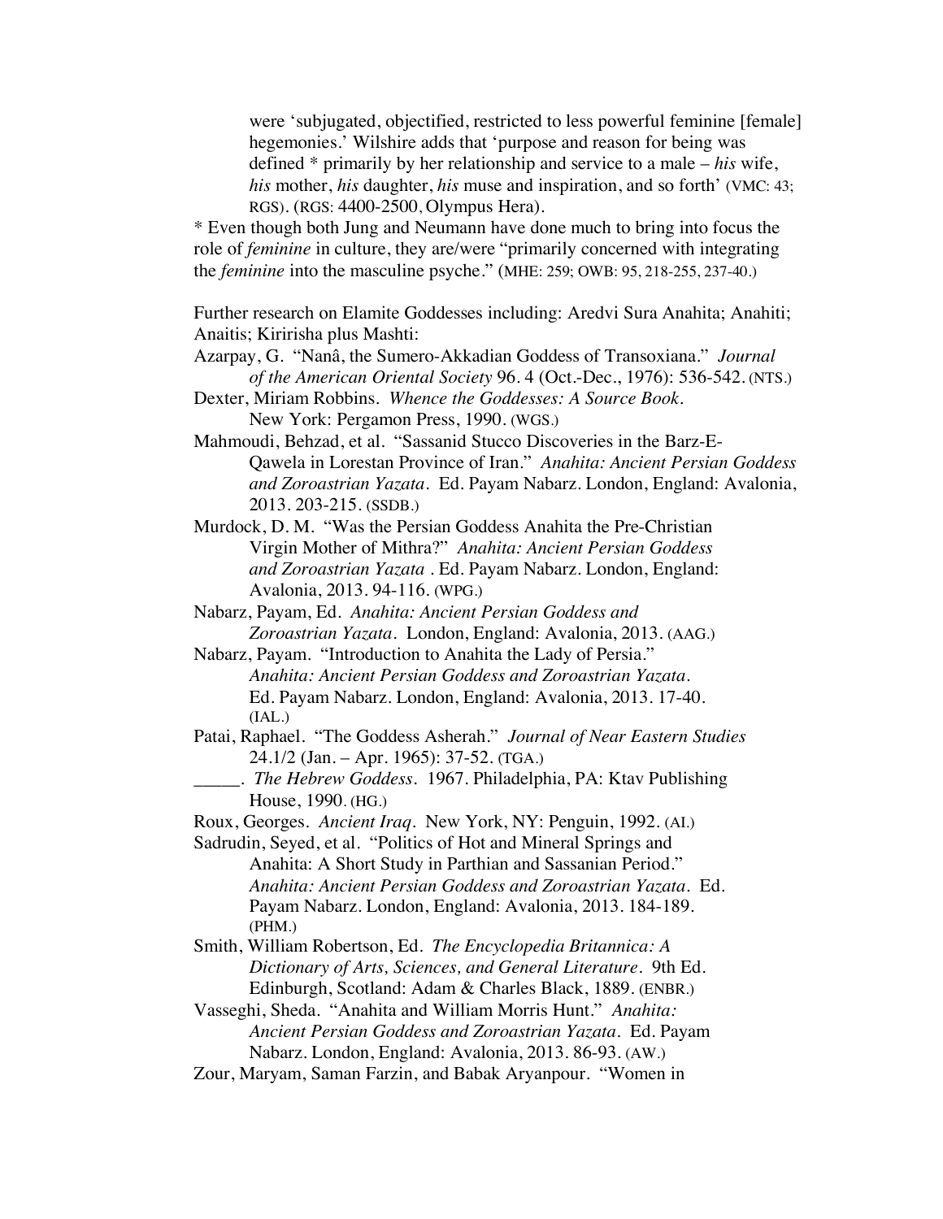were 'subjugated, objectified, restricted to less powerful feminine [female] hegemonies.' Wilshire adds that 'purpose and reason for being was defined * primarily by her relationship and service to a male – *his* wife, *his* mother, *his* daughter, *his* muse and inspiration, and so forth' (VMC: 43; RGS). (RGS: 4400-2500, Olympus Hera).

* Even though both Jung and Neumann have done much to bring into focus the role of *feminine* in culture, they are/were "primarily concerned with integrating the *feminine* into the masculine psyche." (MHE: 259; OWB: 95, 218-255, 237-40.)

Further research on Elamite Goddesses including: Aredvi Sura Anahita; Anahiti; Anaitis; Kiririsha plus Mashti:

Azarpay, G. "Nanâ, the Sumero-Akkadian Goddess of Transoxiana." *Journal of the American Oriental Society* 96. 4 (Oct.-Dec., 1976): 536-542. (NTS.)

Dexter, Miriam Robbins. *Whence the Goddesses: A Source Book*. New York: Pergamon Press, 1990. (WGS.)

Mahmoudi, Behzad, et al. "Sassanid Stucco Discoveries in the Barz-E-Qawela in Lorestan Province of Iran." *Anahita: Ancient Persian Goddess and Zoroastrian Yazata*. Ed. Payam Nabarz. London, England: Avalonia, 2013. 203-215. (SSDB.)

Murdock, D. M. "Was the Persian Goddess Anahita the Pre-Christian Virgin Mother of Mithra?" *Anahita: Ancient Persian Goddess and Zoroastrian Yazata* . Ed. Payam Nabarz. London, England: Avalonia, 2013. 94-116. (WPG.)

Nabarz, Payam, Ed. *Anahita: Ancient Persian Goddess and Zoroastrian Yazata*. London, England: Avalonia, 2013. (AAG.)

Nabarz, Payam. "Introduction to Anahita the Lady of Persia." *Anahita: Ancient Persian Goddess and Zoroastrian Yazata*. Ed. Payam Nabarz. London, England: Avalonia, 2013. 17-40. (IAL.)

Patai, Raphael. "The Goddess Asherah." *Journal of Near Eastern Studies* 24.1/2 (Jan. – Apr. 1965): 37-52. (TGA.)

_____. *The Hebrew Goddess*. 1967. Philadelphia, PA: Ktav Publishing House, 1990. (HG.)

Roux, Georges. *Ancient Iraq*. New York, NY: Penguin, 1992. (AI.)

Sadrudin, Seyed, et al. "Politics of Hot and Mineral Springs and Anahita: A Short Study in Parthian and Sassanian Period." *Anahita: Ancient Persian Goddess and Zoroastrian Yazata*. Ed. Payam Nabarz. London, England: Avalonia, 2013. 184-189. (PHM.)

Smith, William Robertson, Ed. *The Encyclopedia Britannica: A Dictionary of Arts, Sciences, and General Literature*. 9th Ed. Edinburgh, Scotland: Adam & Charles Black, 1889. (ENBR.)

Vasseghi, Sheda. "Anahita and William Morris Hunt." *Anahita: Ancient Persian Goddess and Zoroastrian Yazata*. Ed. Payam Nabarz. London, England: Avalonia, 2013. 86-93. (AW.)

Zour, Maryam, Saman Farzin, and Babak Aryanpour. "Women in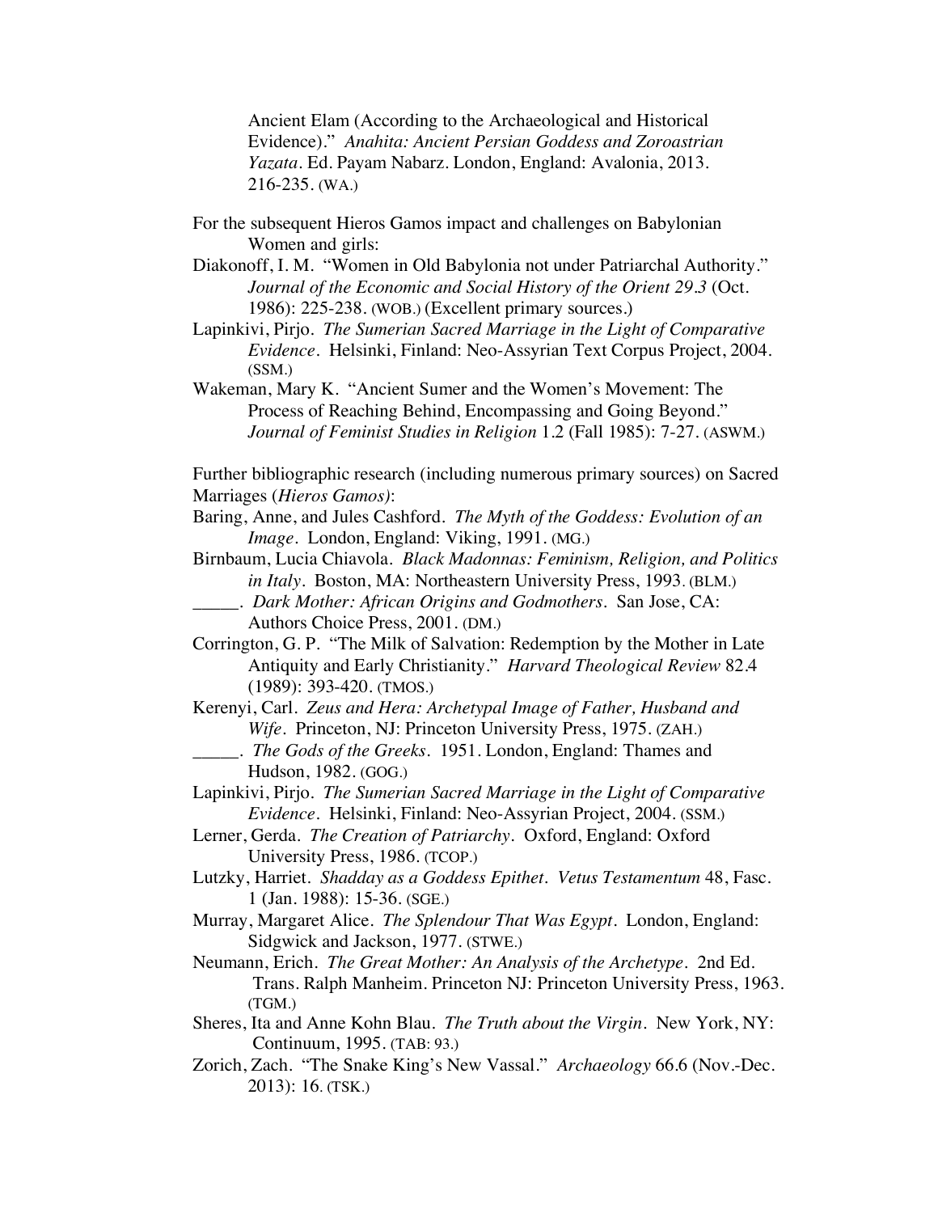Ancient Elam (According to the Archaeological and Historical Evidence)." *Anahita: Ancient Persian Goddess and Zoroastrian Yazata*. Ed. Payam Nabarz. London, England: Avalonia, 2013. 216-235. (WA.)

For the subsequent Hieros Gamos impact and challenges on Babylonian Women and girls:

Diakonoff, I. M. "Women in Old Babylonia not under Patriarchal Authority." *Journal of the Economic and Social History of the Orient 29.3* (Oct. 1986): 225-238. (WOB.) (Excellent primary sources.)

Lapinkivi, Pirjo. *The Sumerian Sacred Marriage in the Light of Comparative Evidence*. Helsinki, Finland: Neo-Assyrian Text Corpus Project, 2004. (SSM.)

Wakeman, Mary K. "Ancient Sumer and the Women's Movement: The Process of Reaching Behind, Encompassing and Going Beyond." *Journal of Feminist Studies in Religion* 1.2 (Fall 1985): 7-27. (ASWM.)

Further bibliographic research (including numerous primary sources) on Sacred Marriages (*Hieros Gamos)*:

Baring, Anne, and Jules Cashford. *The Myth of the Goddess: Evolution of an Image*. London, England: Viking, 1991. (MG.)

Birnbaum, Lucia Chiavola. *Black Madonnas: Feminism, Religion, and Politics in Italy*. Boston, MA: Northeastern University Press, 1993. (BLM.)

_____. *Dark Mother: African Origins and Godmothers*. San Jose, CA: Authors Choice Press, 2001. (DM.)

Corrington, G. P. "The Milk of Salvation: Redemption by the Mother in Late Antiquity and Early Christianity." *Harvard Theological Review* 82.4 (1989): 393-420. (TMOS.)

Kerenyi, Carl. *Zeus and Hera: Archetypal Image of Father, Husband and Wife*. Princeton, NJ: Princeton University Press, 1975. (ZAH.)

_____. *The Gods of the Greeks*. 1951. London, England: Thames and Hudson, 1982. (GOG.)

Lapinkivi, Pirjo. *The Sumerian Sacred Marriage in the Light of Comparative Evidence*. Helsinki, Finland: Neo-Assyrian Project, 2004. (SSM.)

Lerner, Gerda. *The Creation of Patriarchy*. Oxford, England: Oxford University Press, 1986. (TCOP.)

Lutzky, Harriet. *Shadday as a Goddess Epithet. Vetus Testamentum* 48, Fasc. 1 (Jan. 1988): 15-36. (SGE.)

Murray, Margaret Alice. *The Splendour That Was Egypt*. London, England: Sidgwick and Jackson, 1977. (STWE.)

Neumann, Erich. *The Great Mother: An Analysis of the Archetype*. 2nd Ed. Trans. Ralph Manheim. Princeton NJ: Princeton University Press, 1963. (TGM.)

Sheres, Ita and Anne Kohn Blau. *The Truth about the Virgin*. New York, NY: Continuum, 1995. (TAB: 93.)

Zorich, Zach. "The Snake King's New Vassal." *Archaeology* 66.6 (Nov.-Dec. 2013): 16. (TSK.)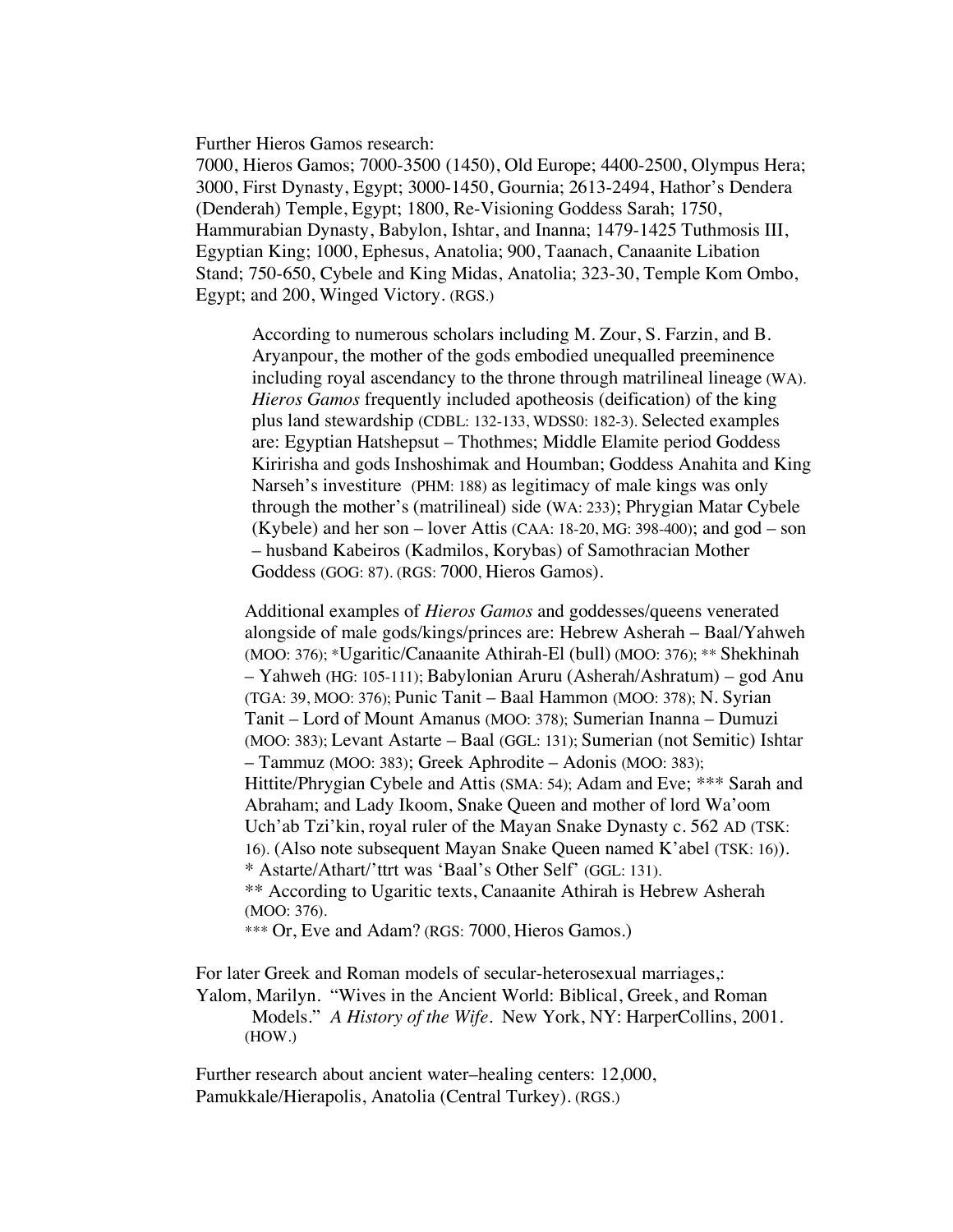Further Hieros Gamos research:
7000, Hieros Gamos; 7000-3500 (1450), Old Europe; 4400-2500, Olympus Hera; 3000, First Dynasty, Egypt; 3000-1450, Gournia; 2613-2494, Hathor's Dendera (Denderah) Temple, Egypt; 1800, Re-Visioning Goddess Sarah; 1750, Hammurabian Dynasty, Babylon, Ishtar, and Inanna; 1479-1425 Tuthmosis III, Egyptian King; 1000, Ephesus, Anatolia; 900, Taanach, Canaanite Libation Stand; 750-650, Cybele and King Midas, Anatolia; 323-30, Temple Kom Ombo, Egypt; and 200, Winged Victory. (RGS.)

> According to numerous scholars including M. Zour, S. Farzin, and B. Aryanpour, the mother of the gods embodied unequalled preeminence including royal ascendancy to the throne through matrilineal lineage (WA). *Hieros Gamos* frequently included apotheosis (deification) of the king plus land stewardship (CDBL: 132-133, WDSS0: 182-3). Selected examples are: Egyptian Hatshepsut – Thothmes; Middle Elamite period Goddess Kiririsha and gods Inshoshimak and Houmban; Goddess Anahita and King Narseh's investiture (PHM: 188) as legitimacy of male kings was only through the mother's (matrilineal) side (WA: 233); Phrygian Matar Cybele (Kybele) and her son – lover Attis (CAA: 18-20, MG: 398-400); and god – son – husband Kabeiros (Kadmilos, Korybas) of Samothracian Mother Goddess (GOG: 87). (RGS: 7000, Hieros Gamos).

> Additional examples of *Hieros Gamos* and goddesses/queens venerated alongside of male gods/kings/princes are: Hebrew Asherah – Baal/Yahweh (MOO: 376); *Ugaritic/Canaanite Athirah-El (bull) (MOO: 376); ** Shekhinah – Yahweh (HG: 105-111); Babylonian Aruru (Asherah/Ashratum) – god Anu (TGA: 39, MOO: 376); Punic Tanit – Baal Hammon (MOO: 378); N. Syrian Tanit – Lord of Mount Amanus (MOO: 378); Sumerian Inanna – Dumuzi (MOO: 383); Levant Astarte – Baal (GGL: 131); Sumerian (not Semitic) Ishtar – Tammuz (MOO: 383); Greek Aphrodite – Adonis (MOO: 383); Hittite/Phrygian Cybele and Attis (SMA: 54); Adam and Eve; *** Sarah and Abraham; and Lady Ikoom, Snake Queen and mother of lord Wa'oom Uch'ab Tzi'kin, royal ruler of the Mayan Snake Dynasty c. 562 AD (TSK: 16). (Also note subsequent Mayan Snake Queen named K'abel (TSK: 16)).
> \* Astarte/Athart/'ttrt was 'Baal's Other Self' (GGL: 131).
> ** According to Ugaritic texts, Canaanite Athirah is Hebrew Asherah (MOO: 376).
> *** Or, Eve and Adam? (RGS: 7000, Hieros Gamos.)

For later Greek and Roman models of secular-heterosexual marriages,:
Yalom, Marilyn. "Wives in the Ancient World: Biblical, Greek, and Roman Models." *A History of the Wife*. New York, NY: HarperCollins, 2001. (HOW.)

Further research about ancient water–healing centers: 12,000, Pamukkale/Hierapolis, Anatolia (Central Turkey). (RGS.)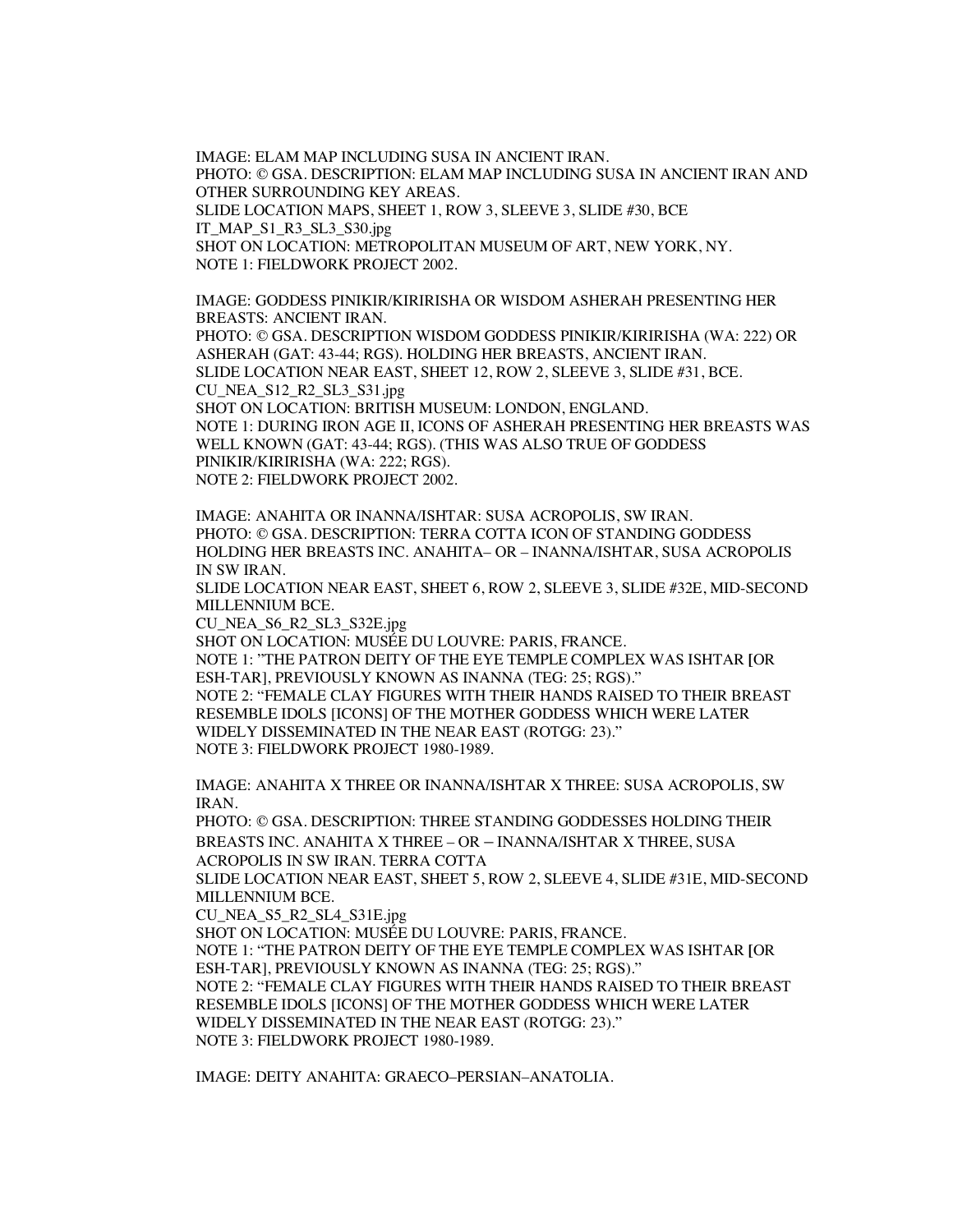IMAGE: ELAM MAP INCLUDING SUSA IN ANCIENT IRAN.
PHOTO: © GSA. DESCRIPTION: ELAM MAP INCLUDING SUSA IN ANCIENT IRAN AND OTHER SURROUNDING KEY AREAS.
SLIDE LOCATION MAPS, SHEET 1, ROW 3, SLEEVE 3, SLIDE #30, BCE
IT_MAP_S1_R3_SL3_S30.jpg
SHOT ON LOCATION: METROPOLITAN MUSEUM OF ART, NEW YORK, NY.
NOTE 1: FIELDWORK PROJECT 2002.

IMAGE: GODDESS PINIKIR/KIRIRISHA OR WISDOM ASHERAH PRESENTING HER BREASTS: ANCIENT IRAN.
PHOTO: © GSA. DESCRIPTION WISDOM GODDESS PINIKIR/KIRIRISHA (WA: 222) OR ASHERAH (GAT: 43-44; RGS). HOLDING HER BREASTS, ANCIENT IRAN.
SLIDE LOCATION NEAR EAST, SHEET 12, ROW 2, SLEEVE 3, SLIDE #31, BCE.
CU_NEA_S12_R2_SL3_S31.jpg
SHOT ON LOCATION: BRITISH MUSEUM: LONDON, ENGLAND.
NOTE 1: DURING IRON AGE II, ICONS OF ASHERAH PRESENTING HER BREASTS WAS WELL KNOWN (GAT: 43-44; RGS). (THIS WAS ALSO TRUE OF GODDESS PINIKIR/KIRIRISHA (WA: 222; RGS).
NOTE 2: FIELDWORK PROJECT 2002.

IMAGE: ANAHITA OR INANNA/ISHTAR: SUSA ACROPOLIS, SW IRAN.
PHOTO: © GSA. DESCRIPTION: TERRA COTTA ICON OF STANDING GODDESS HOLDING HER BREASTS INC. ANAHITA– OR – INANNA/ISHTAR, SUSA ACROPOLIS IN SW IRAN.
SLIDE LOCATION NEAR EAST, SHEET 6, ROW 2, SLEEVE 3, SLIDE #32E, MID-SECOND MILLENNIUM BCE.
CU_NEA_S6_R2_SL3_S32E.jpg
SHOT ON LOCATION: MUSÉE DU LOUVRE: PARIS, FRANCE.
NOTE 1: "THE PATRON DEITY OF THE EYE TEMPLE COMPLEX WAS ISHTAR [OR ESH-TAR], PREVIOUSLY KNOWN AS INANNA (TEG: 25; RGS)."
NOTE 2: "FEMALE CLAY FIGURES WITH THEIR HANDS RAISED TO THEIR BREAST RESEMBLE IDOLS [ICONS] OF THE MOTHER GODDESS WHICH WERE LATER WIDELY DISSEMINATED IN THE NEAR EAST (ROTGG: 23)."
NOTE 3: FIELDWORK PROJECT 1980-1989.

IMAGE: ANAHITA X THREE OR INANNA/ISHTAR X THREE: SUSA ACROPOLIS, SW IRAN.
PHOTO: © GSA. DESCRIPTION: THREE STANDING GODDESSES HOLDING THEIR BREASTS INC. ANAHITA X THREE – OR – INANNA/ISHTAR X THREE, SUSA ACROPOLIS IN SW IRAN. TERRA COTTA
SLIDE LOCATION NEAR EAST, SHEET 5, ROW 2, SLEEVE 4, SLIDE #31E, MID-SECOND MILLENNIUM BCE.
CU_NEA_S5_R2_SL4_S31E.jpg
SHOT ON LOCATION: MUSÉE DU LOUVRE: PARIS, FRANCE.
NOTE 1: "THE PATRON DEITY OF THE EYE TEMPLE COMPLEX WAS ISHTAR [OR ESH-TAR], PREVIOUSLY KNOWN AS INANNA (TEG: 25; RGS)."
NOTE 2: "FEMALE CLAY FIGURES WITH THEIR HANDS RAISED TO THEIR BREAST RESEMBLE IDOLS [ICONS] OF THE MOTHER GODDESS WHICH WERE LATER WIDELY DISSEMINATED IN THE NEAR EAST (ROTGG: 23)."
NOTE 3: FIELDWORK PROJECT 1980-1989.

IMAGE: DEITY ANAHITA: GRAECO–PERSIAN–ANATOLIA.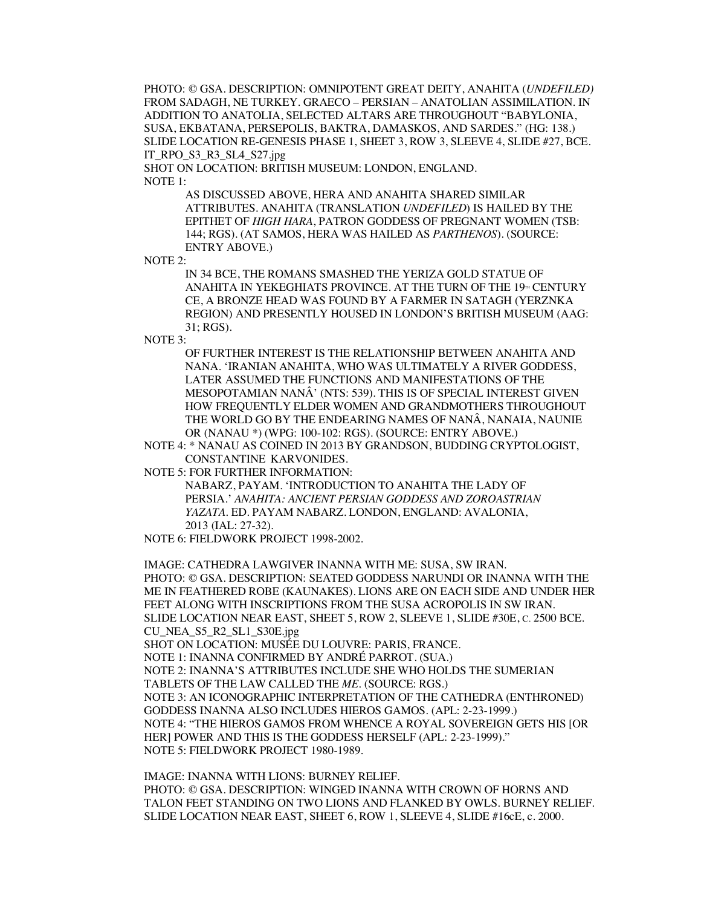PHOTO: © GSA. DESCRIPTION: OMNIPOTENT GREAT DEITY, ANAHITA (*UNDEFILED)* FROM SADAGH, NE TURKEY. GRAECO – PERSIAN – ANATOLIAN ASSIMILATION. IN ADDITION TO ANATOLIA, SELECTED ALTARS ARE THROUGHOUT "BABYLONIA, SUSA, EKBATANA, PERSEPOLIS, BAKTRA, DAMASKOS, AND SARDES." (HG: 138.) SLIDE LOCATION RE-GENESIS PHASE 1, SHEET 3, ROW 3, SLEEVE 4, SLIDE #27, BCE. IT_RPO_S3_R3_SL4_S27.jpg

SHOT ON LOCATION: BRITISH MUSEUM: LONDON, ENGLAND.

NOTE 1:

AS DISCUSSED ABOVE, HERA AND ANAHITA SHARED SIMILAR ATTRIBUTES. ANAHITA (TRANSLATION *UNDEFILED*) IS HAILED BY THE EPITHET OF *HIGH HARA*, PATRON GODDESS OF PREGNANT WOMEN (TSB: 144; RGS). (AT SAMOS, HERA WAS HAILED AS *PARTHENOS*). (SOURCE: ENTRY ABOVE.)

NOTE 2:

IN 34 BCE, THE ROMANS SMASHED THE YERIZA GOLD STATUE OF ANAHITA IN YEKEGHIATS PROVINCE. AT THE TURN OF THE 19TH CENTURY CE, A BRONZE HEAD WAS FOUND BY A FARMER IN SATAGH (YERZNKA REGION) AND PRESENTLY HOUSED IN LONDON'S BRITISH MUSEUM (AAG: 31; RGS).

NOTE 3:

OF FURTHER INTEREST IS THE RELATIONSHIP BETWEEN ANAHITA AND NANA. 'IRANIAN ANAHITA, WHO WAS ULTIMATELY A RIVER GODDESS, LATER ASSUMED THE FUNCTIONS AND MANIFESTATIONS OF THE MESOPOTAMIAN NANÂ' (NTS: 539). THIS IS OF SPECIAL INTEREST GIVEN HOW FREQUENTLY ELDER WOMEN AND GRANDMOTHERS THROUGHOUT THE WORLD GO BY THE ENDEARING NAMES OF NANÂ, NANAIA, NAUNIE OR (NANAU *) (WPG: 100-102: RGS). (SOURCE: ENTRY ABOVE.)

NOTE 4: * NANAU AS COINED IN 2013 BY GRANDSON, BUDDING CRYPTOLOGIST, CONSTANTINE KARVONIDES.

NOTE 5: FOR FURTHER INFORMATION:

NABARZ, PAYAM. 'INTRODUCTION TO ANAHITA THE LADY OF PERSIA.' *ANAHITA: ANCIENT PERSIAN GODDESS AND ZOROASTRIAN YAZATA*. ED. PAYAM NABARZ. LONDON, ENGLAND: AVALONIA, 2013 (IAL: 27-32).

NOTE 6: FIELDWORK PROJECT 1998-2002.

IMAGE: CATHEDRA LAWGIVER INANNA WITH ME: SUSA, SW IRAN.

PHOTO: © GSA. DESCRIPTION: SEATED GODDESS NARUNDI OR INANNA WITH THE ME IN FEATHERED ROBE (KAUNAKES). LIONS ARE ON EACH SIDE AND UNDER HER FEET ALONG WITH INSCRIPTIONS FROM THE SUSA ACROPOLIS IN SW IRAN. SLIDE LOCATION NEAR EAST, SHEET 5, ROW 2, SLEEVE 1, SLIDE #30E, C. 2500 BCE. CU_NEA_S5_R2_SL1_S30E.jpg

SHOT ON LOCATION: MUSÉE DU LOUVRE: PARIS, FRANCE.

NOTE 1: INANNA CONFIRMED BY ANDRÉ PARROT. (SUA.)

NOTE 2: INANNA'S ATTRIBUTES INCLUDE SHE WHO HOLDS THE SUMERIAN TABLETS OF THE LAW CALLED THE *ME*. (SOURCE: RGS.)

NOTE 3: AN ICONOGRAPHIC INTERPRETATION OF THE CATHEDRA (ENTHRONED) GODDESS INANNA ALSO INCLUDES HIEROS GAMOS. (APL: 2-23-1999.)

NOTE 4: "THE HIEROS GAMOS FROM WHENCE A ROYAL SOVEREIGN GETS HIS [OR HER] POWER AND THIS IS THE GODDESS HERSELF (APL: 2-23-1999)."

NOTE 5: FIELDWORK PROJECT 1980-1989.

IMAGE: INANNA WITH LIONS: BURNEY RELIEF.

PHOTO: © GSA. DESCRIPTION: WINGED INANNA WITH CROWN OF HORNS AND TALON FEET STANDING ON TWO LIONS AND FLANKED BY OWLS. BURNEY RELIEF. SLIDE LOCATION NEAR EAST, SHEET 6, ROW 1, SLEEVE 4, SLIDE #16cE, c. 2000.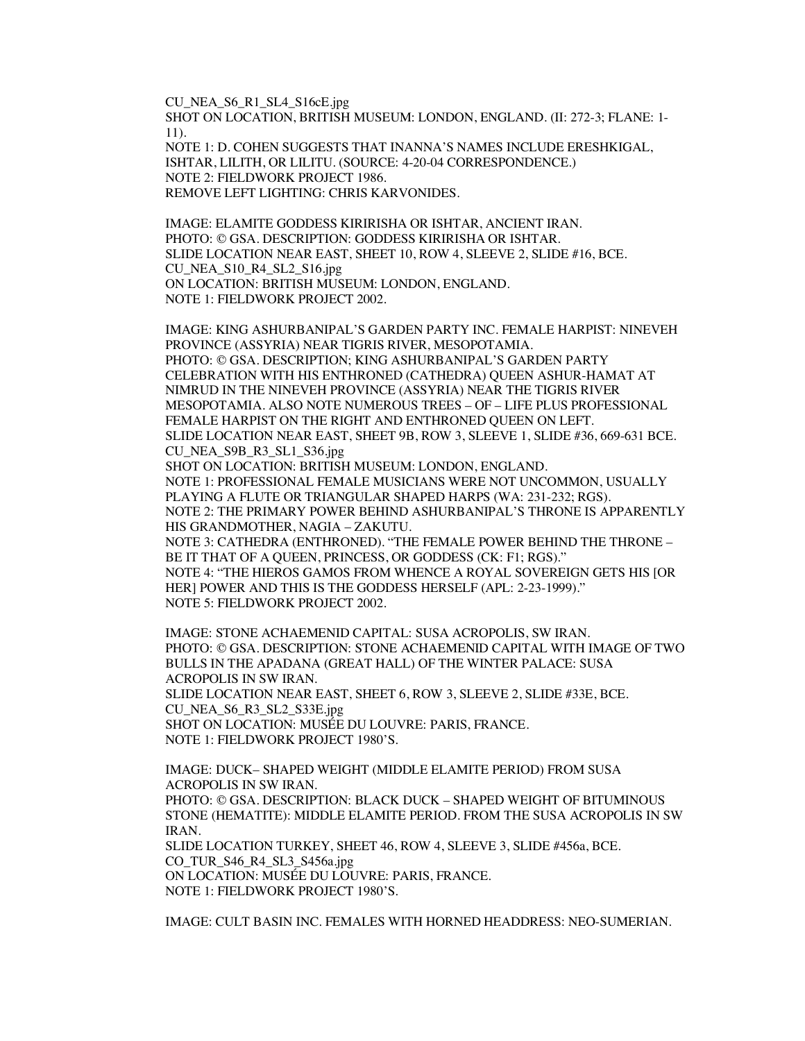CU_NEA_S6_R1_SL4_S16cE.jpg
SHOT ON LOCATION, BRITISH MUSEUM: LONDON, ENGLAND. (II: 272-3; FLANE: 1-11).
NOTE 1: D. COHEN SUGGESTS THAT INANNA'S NAMES INCLUDE ERESHKIGAL, ISHTAR, LILITH, OR LILITU. (SOURCE: 4-20-04 CORRESPONDENCE.)
NOTE 2: FIELDWORK PROJECT 1986.
REMOVE LEFT LIGHTING: CHRIS KARVONIDES.

IMAGE: ELAMITE GODDESS KIRIRISHA OR ISHTAR, ANCIENT IRAN.
PHOTO: © GSA. DESCRIPTION: GODDESS KIRIRISHA OR ISHTAR.
SLIDE LOCATION NEAR EAST, SHEET 10, ROW 4, SLEEVE 2, SLIDE #16, BCE.
CU_NEA_S10_R4_SL2_S16.jpg
ON LOCATION: BRITISH MUSEUM: LONDON, ENGLAND.
NOTE 1: FIELDWORK PROJECT 2002.

IMAGE: KING ASHURBANIPAL'S GARDEN PARTY INC. FEMALE HARPIST: NINEVEH PROVINCE (ASSYRIA) NEAR TIGRIS RIVER, MESOPOTAMIA.
PHOTO: © GSA. DESCRIPTION; KING ASHURBANIPAL'S GARDEN PARTY CELEBRATION WITH HIS ENTHRONED (CATHEDRA) QUEEN ASHUR-HAMAT AT NIMRUD IN THE NINEVEH PROVINCE (ASSYRIA) NEAR THE TIGRIS RIVER MESOPOTAMIA. ALSO NOTE NUMEROUS TREES – OF – LIFE PLUS PROFESSIONAL FEMALE HARPIST ON THE RIGHT AND ENTHRONED QUEEN ON LEFT.
SLIDE LOCATION NEAR EAST, SHEET 9B, ROW 3, SLEEVE 1, SLIDE #36, 669-631 BCE.
CU_NEA_S9B_R3_SL1_S36.jpg
SHOT ON LOCATION: BRITISH MUSEUM: LONDON, ENGLAND.
NOTE 1: PROFESSIONAL FEMALE MUSICIANS WERE NOT UNCOMMON, USUALLY PLAYING A FLUTE OR TRIANGULAR SHAPED HARPS (WA: 231-232; RGS).
NOTE 2: THE PRIMARY POWER BEHIND ASHURBANIPAL'S THRONE IS APPARENTLY HIS GRANDMOTHER, NAGIA – ZAKUTU.
NOTE 3: CATHEDRA (ENTHRONED). "THE FEMALE POWER BEHIND THE THRONE – BE IT THAT OF A QUEEN, PRINCESS, OR GODDESS (CK: F1; RGS)."
NOTE 4: "THE HIEROS GAMOS FROM WHENCE A ROYAL SOVEREIGN GETS HIS [OR HER] POWER AND THIS IS THE GODDESS HERSELF (APL: 2-23-1999)."
NOTE 5: FIELDWORK PROJECT 2002.

IMAGE: STONE ACHAEMENID CAPITAL: SUSA ACROPOLIS, SW IRAN.
PHOTO: © GSA. DESCRIPTION: STONE ACHAEMENID CAPITAL WITH IMAGE OF TWO BULLS IN THE APADANA (GREAT HALL) OF THE WINTER PALACE: SUSA ACROPOLIS IN SW IRAN.
SLIDE LOCATION NEAR EAST, SHEET 6, ROW 3, SLEEVE 2, SLIDE #33E, BCE.
CU_NEA_S6_R3_SL2_S33E.jpg
SHOT ON LOCATION: MUSÉE DU LOUVRE: PARIS, FRANCE.
NOTE 1: FIELDWORK PROJECT 1980'S.

IMAGE: DUCK– SHAPED WEIGHT (MIDDLE ELAMITE PERIOD) FROM SUSA ACROPOLIS IN SW IRAN.
PHOTO: © GSA. DESCRIPTION: BLACK DUCK – SHAPED WEIGHT OF BITUMINOUS STONE (HEMATITE): MIDDLE ELAMITE PERIOD. FROM THE SUSA ACROPOLIS IN SW IRAN.
SLIDE LOCATION TURKEY, SHEET 46, ROW 4, SLEEVE 3, SLIDE #456a, BCE.
CO_TUR_S46_R4_SL3_S456a.jpg
ON LOCATION: MUSÉE DU LOUVRE: PARIS, FRANCE.
NOTE 1: FIELDWORK PROJECT 1980'S.

IMAGE: CULT BASIN INC. FEMALES WITH HORNED HEADDRESS: NEO-SUMERIAN.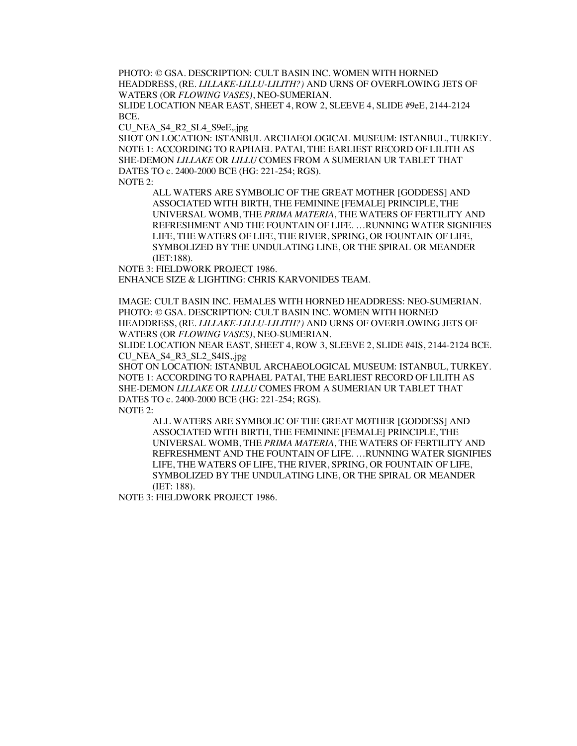PHOTO: © GSA. DESCRIPTION: CULT BASIN INC. WOMEN WITH HORNED HEADDRESS, (RE. *LILLAKE-LILLU-LILITH?)* AND URNS OF OVERFLOWING JETS OF WATERS (OR *FLOWING VASES)*, NEO-SUMERIAN.
SLIDE LOCATION NEAR EAST, SHEET 4, ROW 2, SLEEVE 4, SLIDE #9eE, 2144-2124 BCE.
CU_NEA_S4_R2_SL4_S9eE,.jpg
SHOT ON LOCATION: ISTANBUL ARCHAEOLOGICAL MUSEUM: ISTANBUL, TURKEY.
NOTE 1: ACCORDING TO RAPHAEL PATAI, THE EARLIEST RECORD OF LILITH AS SHE-DEMON *LILLAKE* OR *LILLU* COMES FROM A SUMERIAN UR TABLET THAT DATES TO c. 2400-2000 BCE (HG: 221-254; RGS).
NOTE 2:

> ALL WATERS ARE SYMBOLIC OF THE GREAT MOTHER [GODDESS] AND ASSOCIATED WITH BIRTH, THE FEMININE [FEMALE] PRINCIPLE, THE UNIVERSAL WOMB, THE *PRIMA MATERIA*, THE WATERS OF FERTILITY AND REFRESHMENT AND THE FOUNTAIN OF LIFE. …RUNNING WATER SIGNIFIES LIFE, THE WATERS OF LIFE, THE RIVER, SPRING, OR FOUNTAIN OF LIFE, SYMBOLIZED BY THE UNDULATING LINE, OR THE SPIRAL OR MEANDER (IET:188).

NOTE 3: FIELDWORK PROJECT 1986.
ENHANCE SIZE & LIGHTING: CHRIS KARVONIDES TEAM.

IMAGE: CULT BASIN INC. FEMALES WITH HORNED HEADDRESS: NEO-SUMERIAN.
PHOTO: © GSA. DESCRIPTION: CULT BASIN INC. WOMEN WITH HORNED HEADDRESS, (RE. *LILLAKE-LILLU-LILITH?)* AND URNS OF OVERFLOWING JETS OF WATERS (OR *FLOWING VASES)*, NEO-SUMERIAN.
SLIDE LOCATION NEAR EAST, SHEET 4, ROW 3, SLEEVE 2, SLIDE #4IS, 2144-2124 BCE.
CU_NEA_S4_R3_SL2_S4IS,.jpg
SHOT ON LOCATION: ISTANBUL ARCHAEOLOGICAL MUSEUM: ISTANBUL, TURKEY.
NOTE 1: ACCORDING TO RAPHAEL PATAI, THE EARLIEST RECORD OF LILITH AS SHE-DEMON *LILLAKE* OR *LILLU* COMES FROM A SUMERIAN UR TABLET THAT DATES TO c. 2400-2000 BCE (HG: 221-254; RGS).
NOTE 2:

> ALL WATERS ARE SYMBOLIC OF THE GREAT MOTHER [GODDESS] AND ASSOCIATED WITH BIRTH, THE FEMININE [FEMALE] PRINCIPLE, THE UNIVERSAL WOMB, THE *PRIMA MATERIA*, THE WATERS OF FERTILITY AND REFRESHMENT AND THE FOUNTAIN OF LIFE. …RUNNING WATER SIGNIFIES LIFE, THE WATERS OF LIFE, THE RIVER, SPRING, OR FOUNTAIN OF LIFE, SYMBOLIZED BY THE UNDULATING LINE, OR THE SPIRAL OR MEANDER (IET: 188).

NOTE 3: FIELDWORK PROJECT 1986.